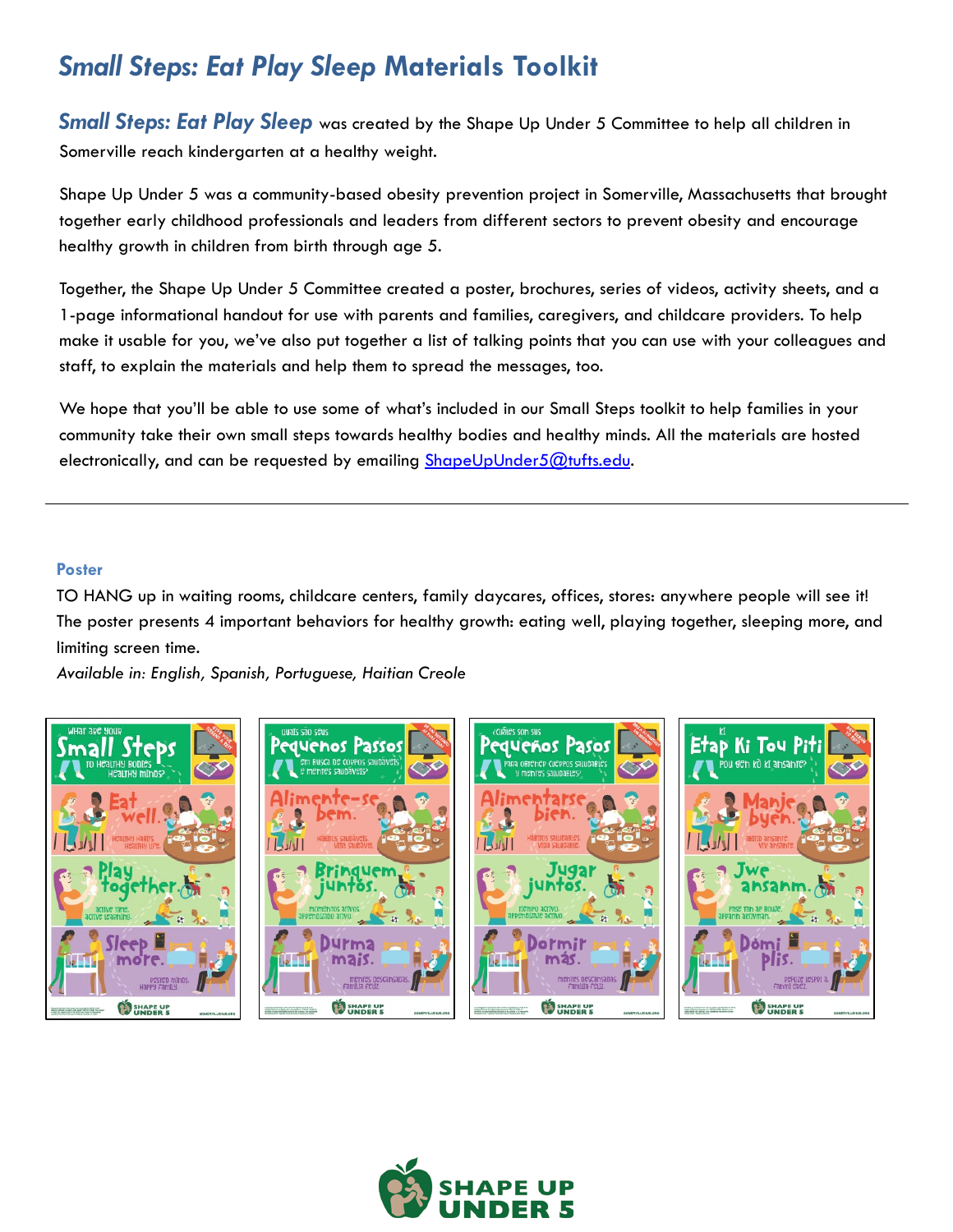# *Small Steps: Eat Play Sleep* Materials Toolkit

***Small Steps: Eat Play Sleep*** was created by the Shape Up Under 5 Committee to help all children in Somerville reach kindergarten at a healthy weight.

Shape Up Under 5 was a community-based obesity prevention project in Somerville, Massachusetts that brought together early childhood professionals and leaders from different sectors to prevent obesity and encourage healthy growth in children from birth through age 5.

Together, the Shape Up Under 5 Committee created a poster, brochures, series of videos, activity sheets, and a 1-page informational handout for use with parents and families, caregivers, and childcare providers. To help make it usable for you, we've also put together a list of talking points that you can use with your colleagues and staff, to explain the materials and help them to spread the messages, too.

We hope that you'll be able to use some of what's included in our Small Steps toolkit to help families in your community take their own small steps towards healthy bodies and healthy minds. All the materials are hosted electronically, and can be requested by emailing ShapeUpUnder5@tufts.edu.

---

### Poster

TO HANG up in waiting rooms, childcare centers, family daycares, offices, stores: anywhere people will see it! The poster presents 4 important behaviors for healthy growth: eating well, playing together, sleeping more, and limiting screen time.

*Available in: English, Spanish, Portuguese, Haitian Creole*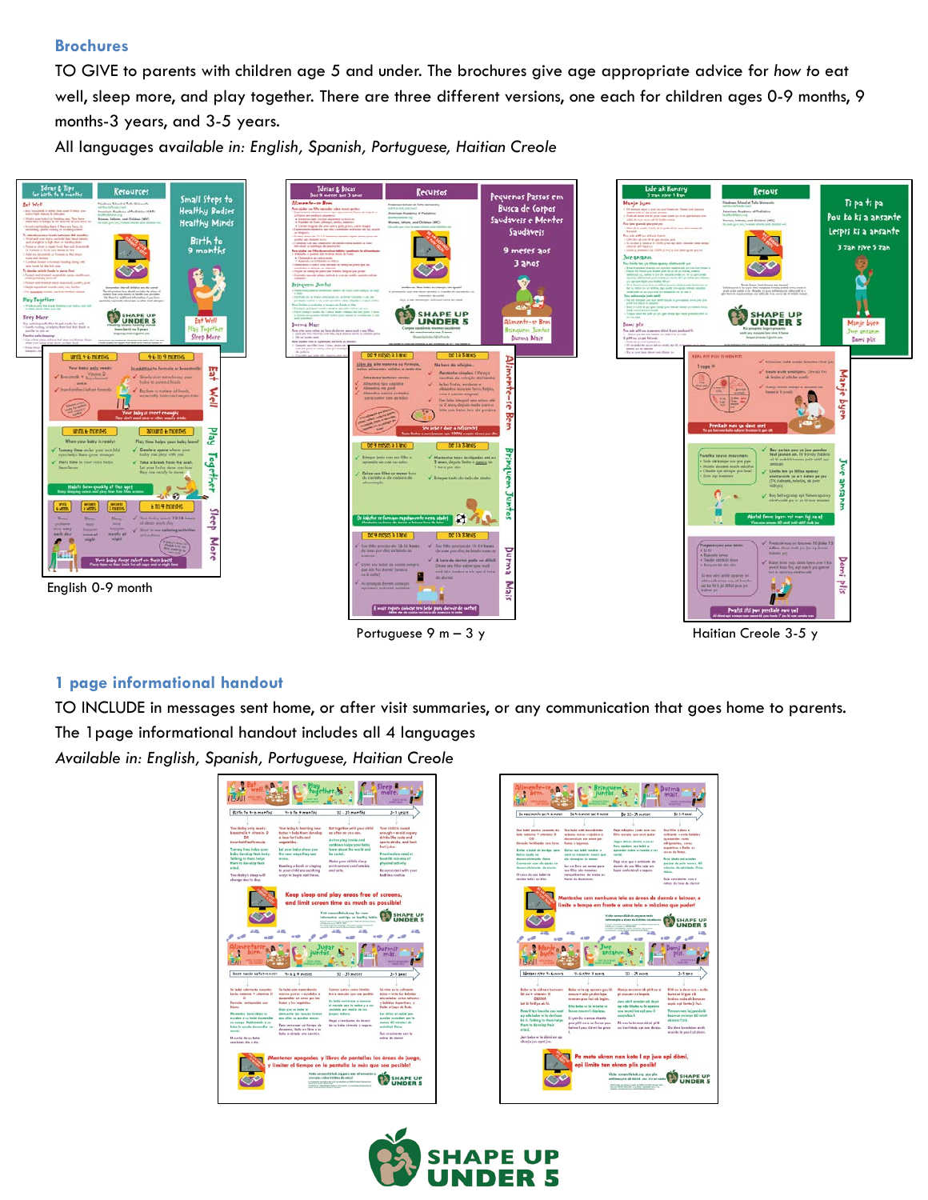## Brochures

TO GIVE to parents with children age 5 and under. The brochures give age appropriate advice for *how to* eat well, sleep more, and play together. There are three different versions, one each for children ages 0-9 months, 9 months-3 years, and 3-5 years.

All languages *available in: English, Spanish, Portuguese, Haitian Creole*

English 0-9 month

Portuguese 9 m – 3 y

Haitian Creole 3-5 y

## 1 page informational handout

TO INCLUDE in messages sent home, or after visit summaries, or any communication that goes home to parents.

The 1page informational handout includes all 4 languages

*Available in: English, Spanish, Portuguese, Haitian Creole*

SHAPE UP UNDER 5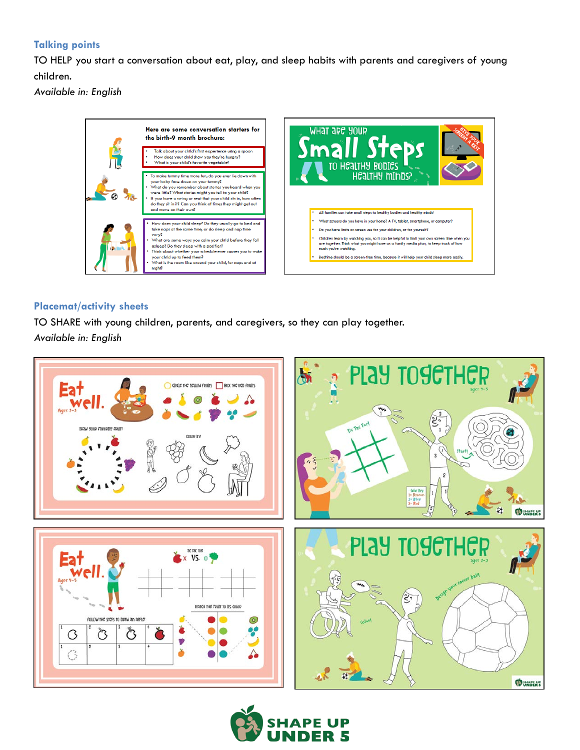## Talking points

TO HELP you start a conversation about eat, play, and sleep habits with parents and caregivers of young children.

*Available in: English*

Here are some conversation starters for the birth-9 month brochure:

- Talk about your child's first experience using a spoon
- How does your child show you they're hungry?
- What is your child's favorite vegetable?

- To make tummy time more fun, do you ever lie down with your baby face down on your tummy?
- What do you remember about stories you heard when you were little? What stories might you tell to your child?
- If you have a swing or seat that your child sits in, how often do they sit in it? Can you think of times they might get out and move on their own?

- How does your child sleep? Do they usually go to bed and take naps at the same time, or do sleep and nap time vary?
- What are some ways you calm your child before they fall asleep? Do they sleep with a pacifier?
- Think about whether your schedule ever causes you to wake your child up to feed them?
- What is the room like around your child, for naps and at night?

What are your Small Steps to healthy bodies healthy minds?

Give your screens a rest

- All families can take small steps to healthy bodies and healthy minds!
- What screens do you have in your home? A TV, tablet, smartphone, or computer?
- Do you have limits on screen use for your children, or for yourself?
- Children learn by watching you, so it can be helpful to limit your own screen time when you are together. Think what you might have as a family media plan, to keep track of how much you're watching.
- Bedtime should be a screen-free time, because it will help your child sleep more easily.

## Placemat/activity sheets

TO SHARE with young children, parents, and caregivers, so they can play together.

*Available in: English*

Eat well. Ages 2–3

Circle the yellow fruits / Box the red fruits

Draw your favorite fruit!

Color in!

Play Together ages 4–5

Tic Tac Toe!

Start!

Color key: 1= Brown, 2= Blue, 3= Red

Eat well. Ages 4–5

Tic Tac Toe: X vs. O

Follow the steps to draw an apple!

Match the fruit to its color

Play Together ages 2–3

Design your soccer ball!

Color!

SHAPE UP UNDER 5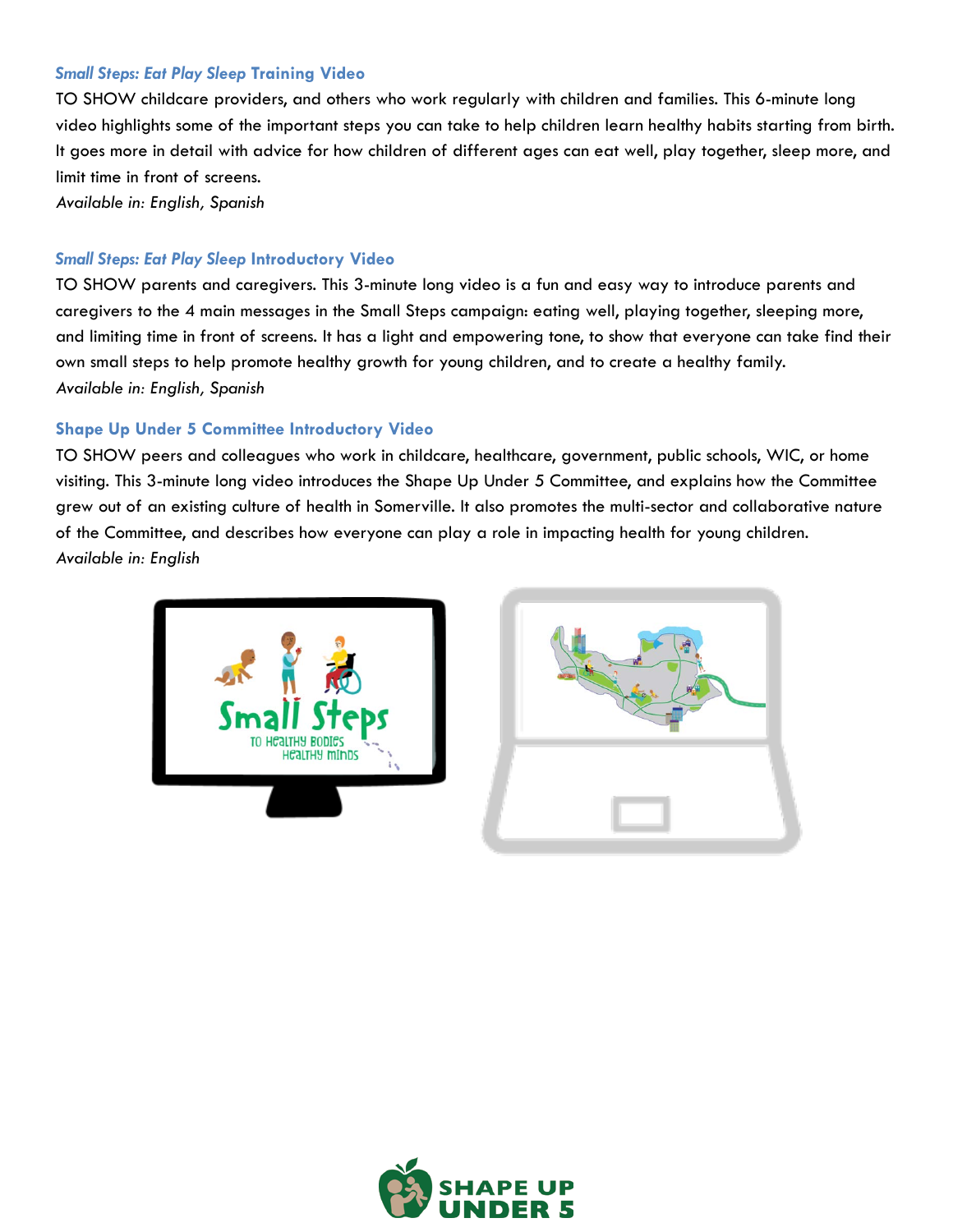### *Small Steps: Eat Play Sleep* Training Video

TO SHOW childcare providers, and others who work regularly with children and families. This 6-minute long video highlights some of the important steps you can take to help children learn healthy habits starting from birth. It goes more in detail with advice for how children of different ages can eat well, play together, sleep more, and limit time in front of screens.

*Available in: English, Spanish*

### *Small Steps: Eat Play Sleep* Introductory Video

TO SHOW parents and caregivers. This 3-minute long video is a fun and easy way to introduce parents and caregivers to the 4 main messages in the Small Steps campaign: eating well, playing together, sleeping more, and limiting time in front of screens. It has a light and empowering tone, to show that everyone can take find their own small steps to help promote healthy growth for young children, and to create a healthy family.

*Available in: English, Spanish*

### Shape Up Under 5 Committee Introductory Video

TO SHOW peers and colleagues who work in childcare, healthcare, government, public schools, WIC, or home visiting. This 3-minute long video introduces the Shape Up Under 5 Committee, and explains how the Committee grew out of an existing culture of health in Somerville. It also promotes the multi-sector and collaborative nature of the Committee, and describes how everyone can play a role in impacting health for young children.

*Available in: English*